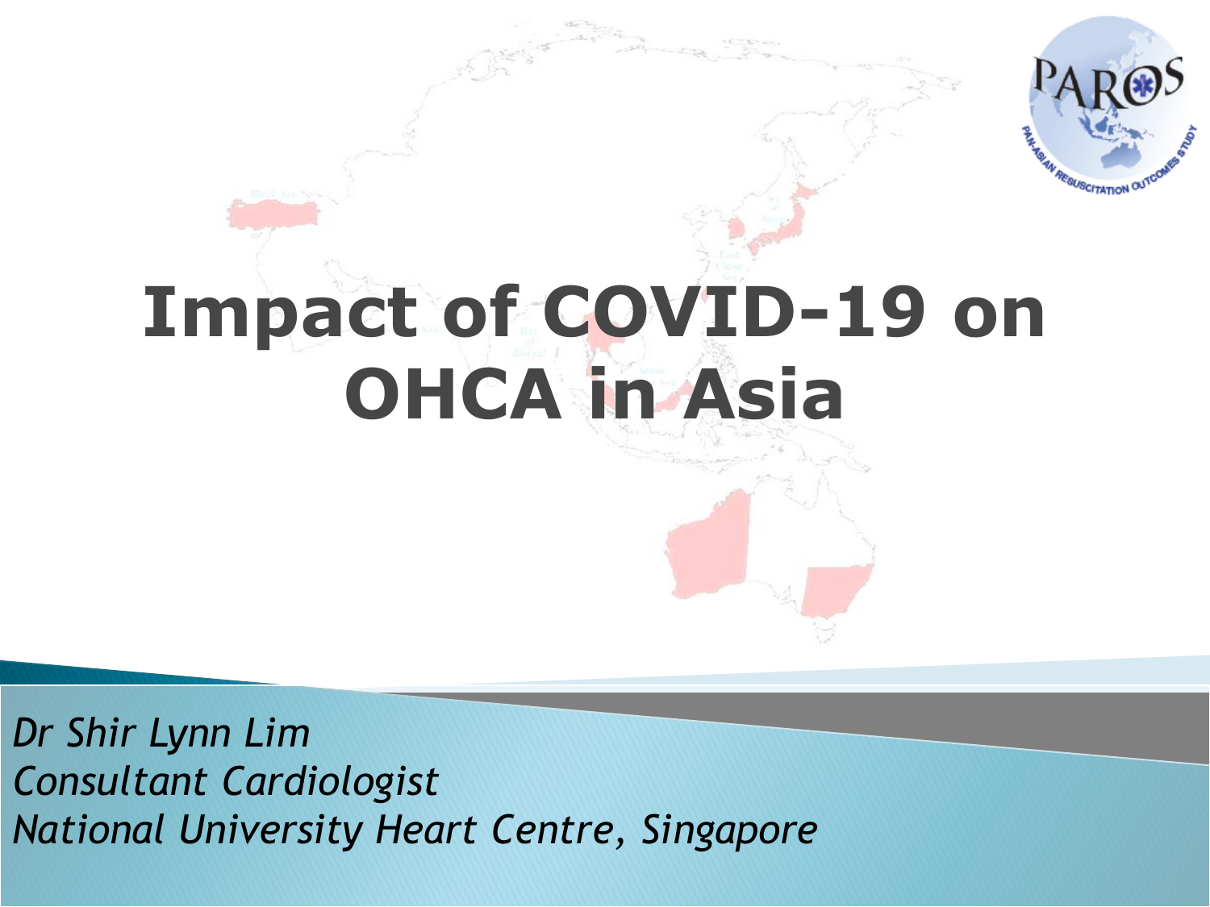# Impact of COVID-19 on OHCA in Asia

*Dr Shir Lynn Lim*
*Consultant Cardiologist*
*National University Heart Centre, Singapore*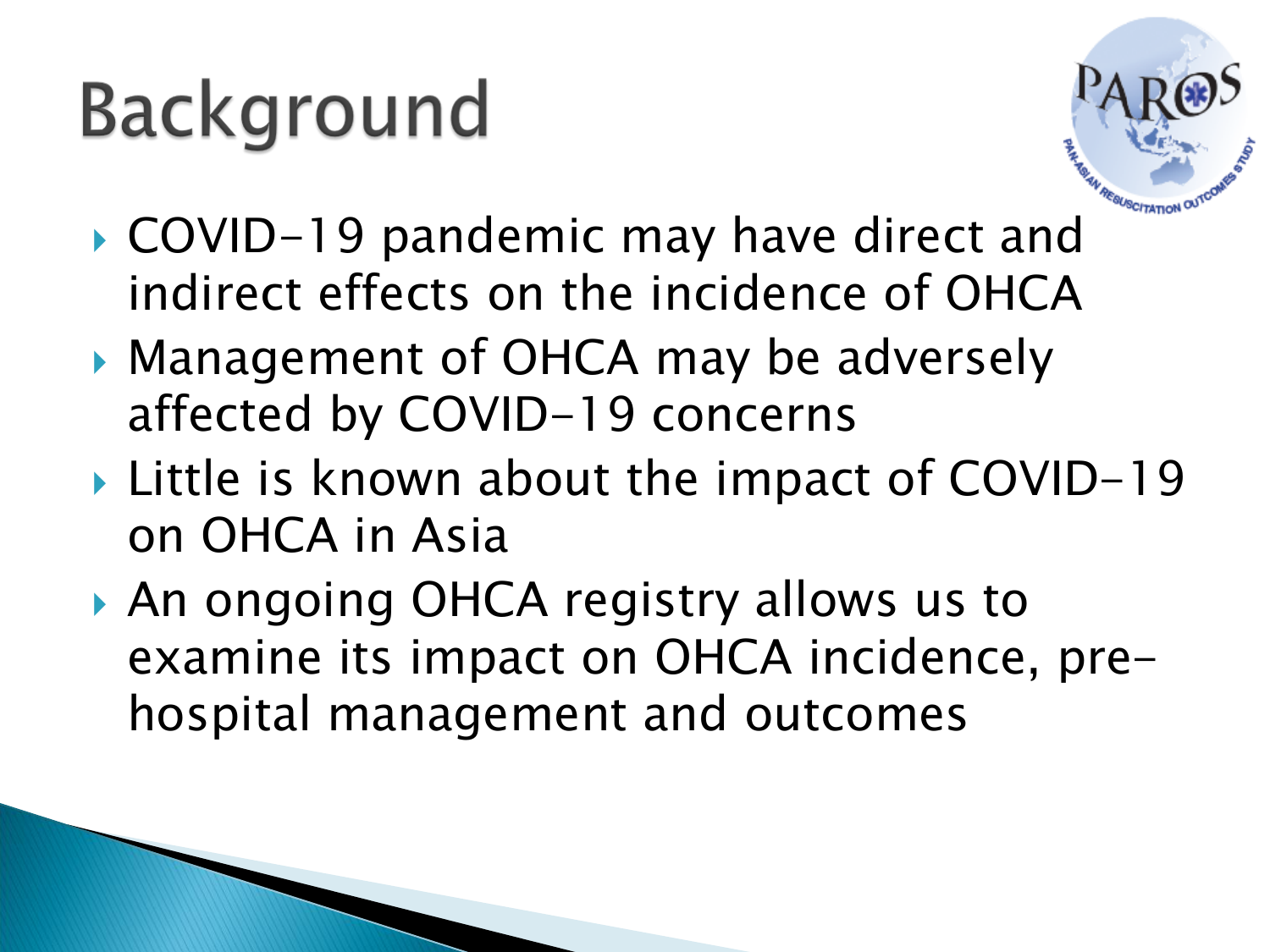# Background

- COVID-19 pandemic may have direct and indirect effects on the incidence of OHCA
- Management of OHCA may be adversely affected by COVID-19 concerns
- Little is known about the impact of COVID-19 on OHCA in Asia
- An ongoing OHCA registry allows us to examine its impact on OHCA incidence, pre-hospital management and outcomes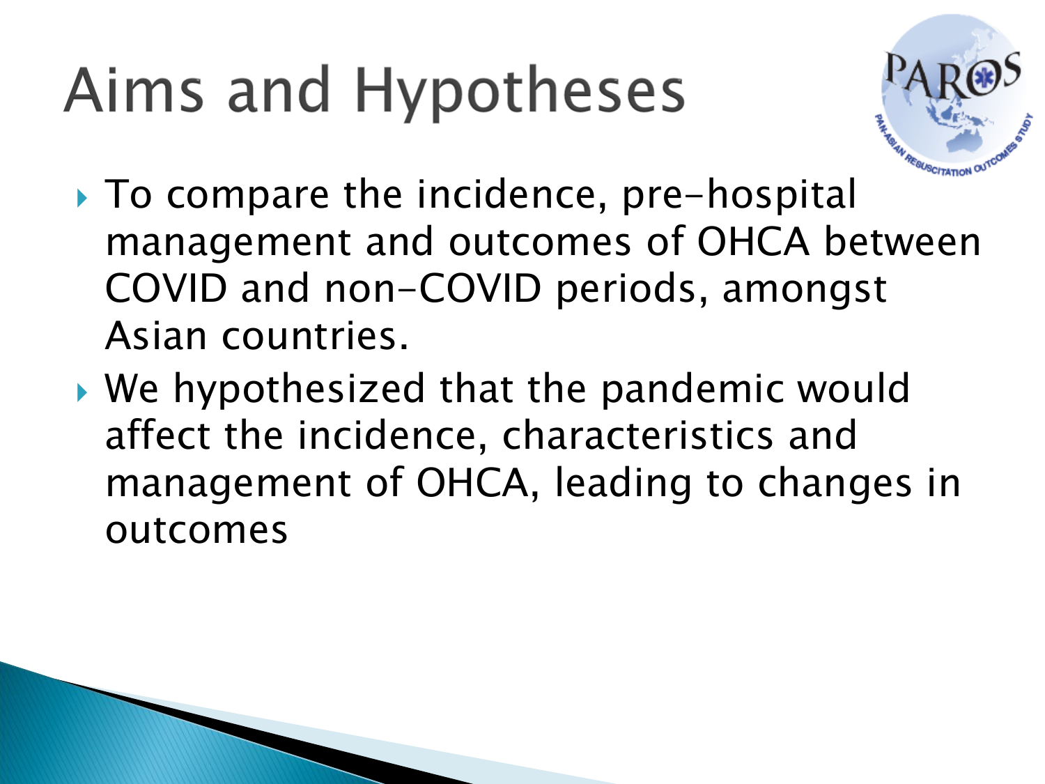# Aims and Hypotheses

- To compare the incidence, pre-hospital management and outcomes of OHCA between COVID and non-COVID periods, amongst Asian countries.
- We hypothesized that the pandemic would affect the incidence, characteristics and management of OHCA, leading to changes in outcomes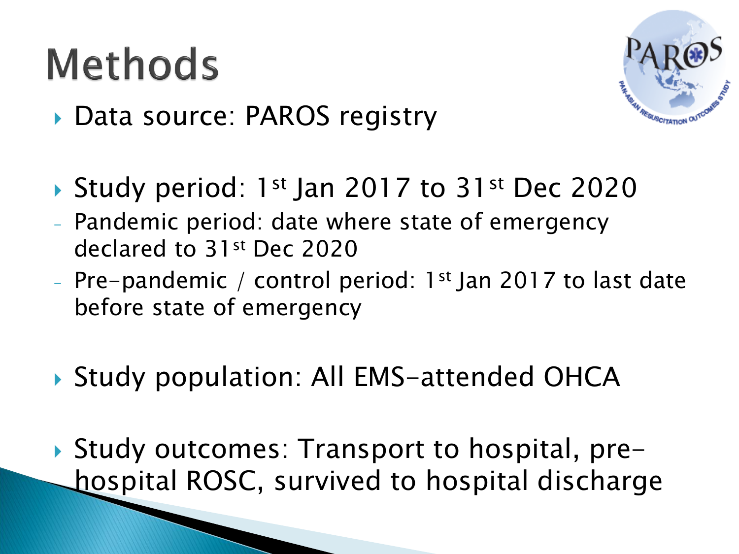# Methods

- Data source: PAROS registry

- Study period: 1st Jan 2017 to 31st Dec 2020
  - Pandemic period: date where state of emergency declared to 31st Dec 2020
  - Pre-pandemic / control period: 1st Jan 2017 to last date before state of emergency

- Study population: All EMS-attended OHCA

- Study outcomes: Transport to hospital, pre-hospital ROSC, survived to hospital discharge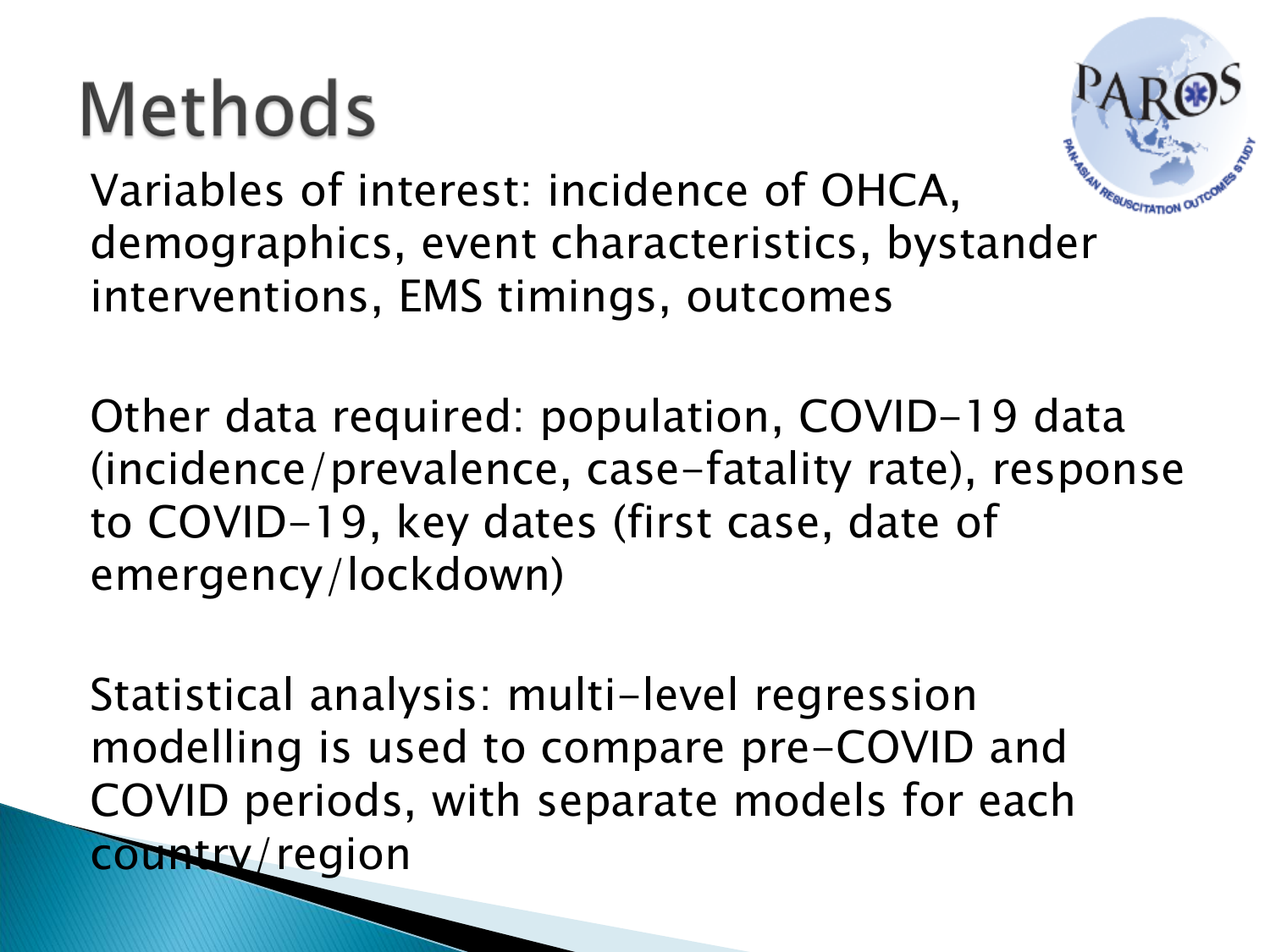# Methods

Variables of interest: incidence of OHCA, demographics, event characteristics, bystander interventions, EMS timings, outcomes

Other data required: population, COVID-19 data (incidence/prevalence, case-fatality rate), response to COVID-19, key dates (first case, date of emergency/lockdown)

Statistical analysis: multi-level regression modelling is used to compare pre-COVID and COVID periods, with separate models for each country/region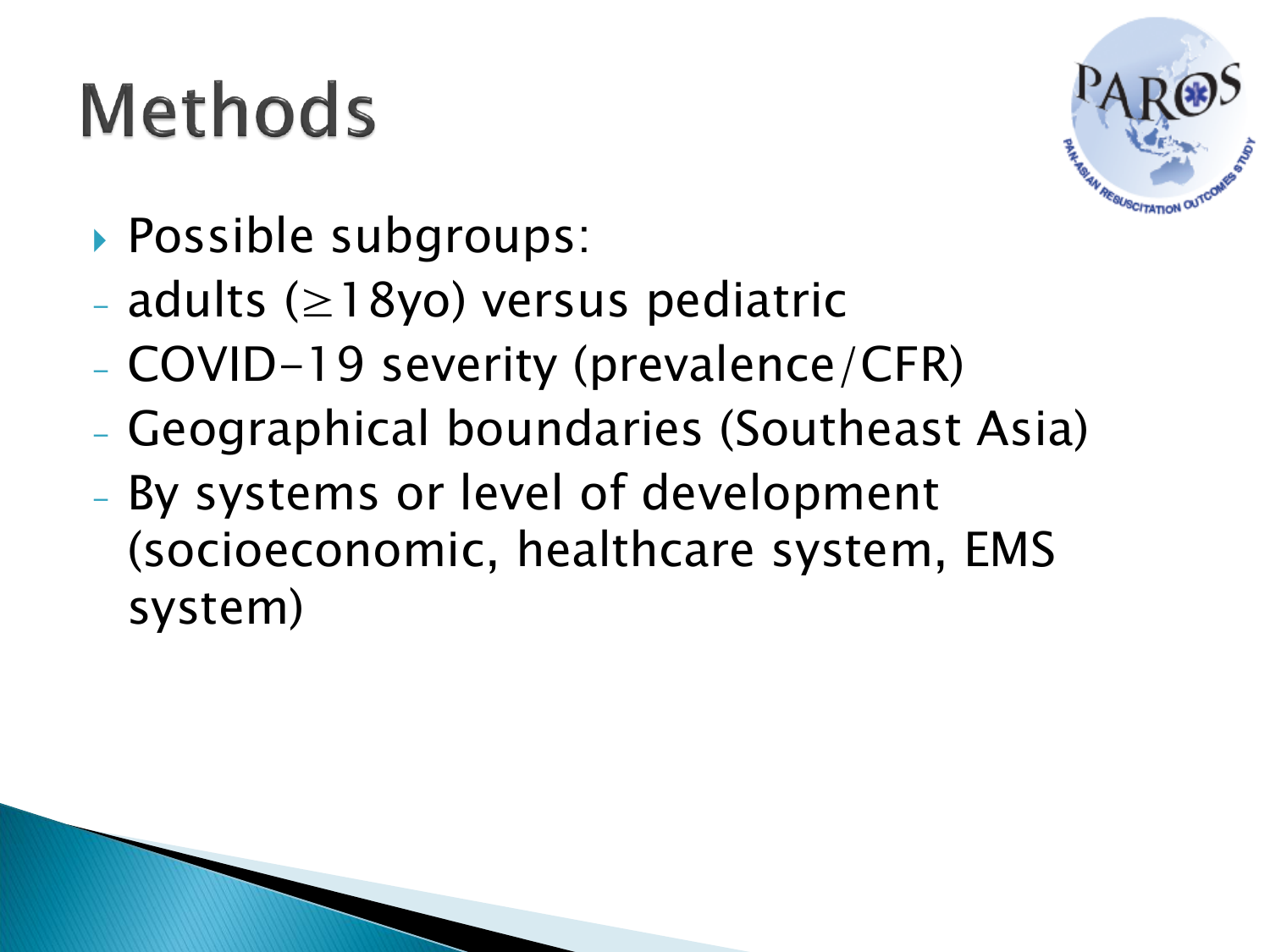# Methods

- Possible subgroups:
  - adults ($\geq$18yo) versus pediatric
  - COVID-19 severity (prevalence/CFR)
  - Geographical boundaries (Southeast Asia)
  - By systems or level of development (socioeconomic, healthcare system, EMS system)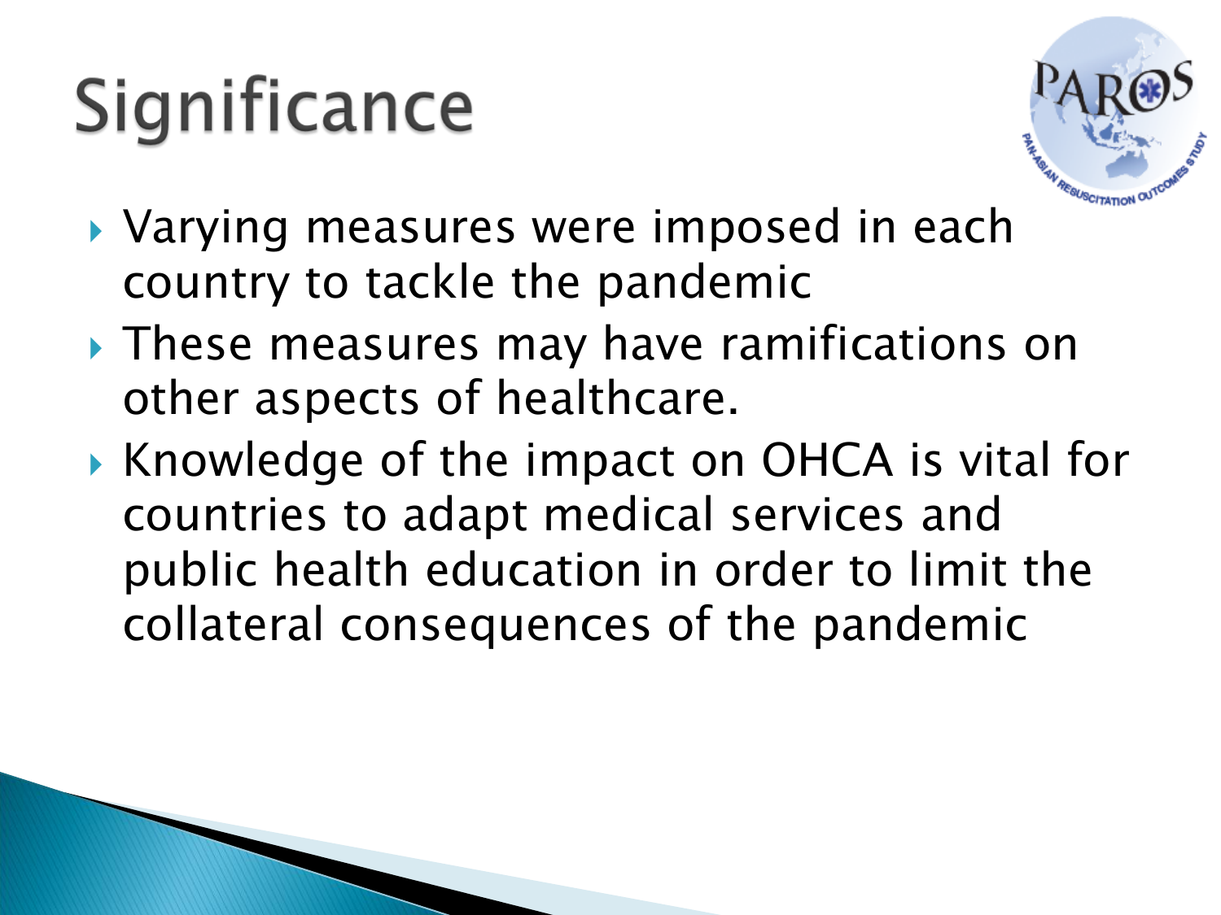# Significance

- Varying measures were imposed in each country to tackle the pandemic
- These measures may have ramifications on other aspects of healthcare.
- Knowledge of the impact on OHCA is vital for countries to adapt medical services and public health education in order to limit the collateral consequences of the pandemic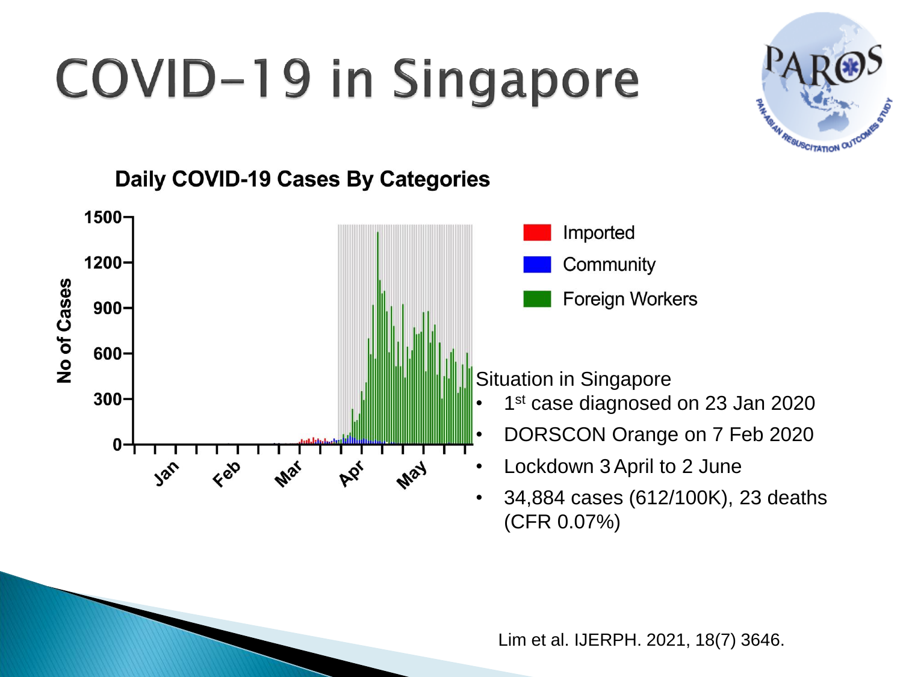# COVID-19 in Singapore

## Daily COVID-19 Cases By Categories

Situation in Singapore

- 1st case diagnosed on 23 Jan 2020
- DORSCON Orange on 7 Feb 2020
- Lockdown 3 April to 2 June
- 34,884 cases (612/100K), 23 deaths (CFR 0.07%)

Lim et al. IJERPH. 2021, 18(7) 3646.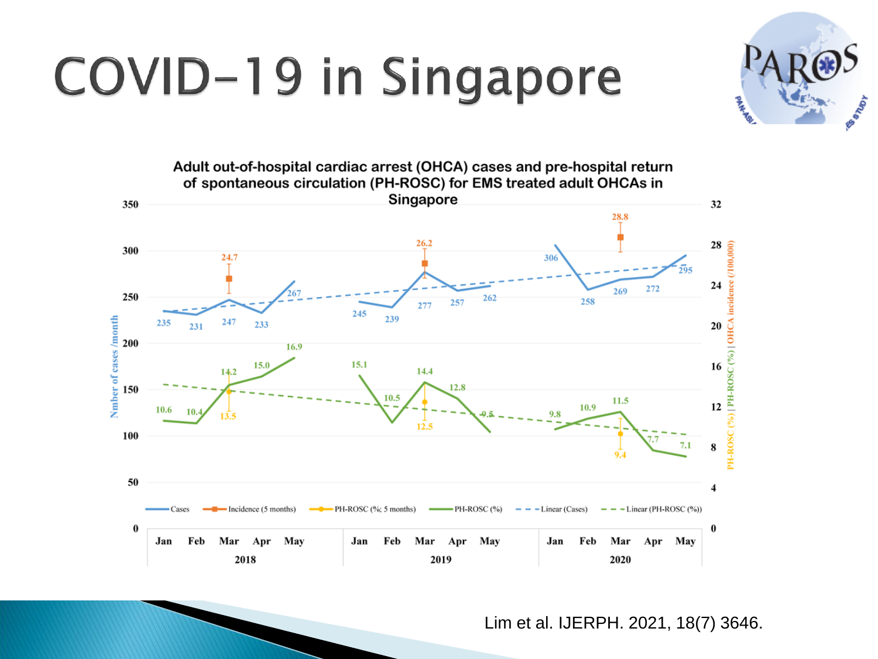# COVID-19 in Singapore

**Adult out-of-hospital cardiac arrest (OHCA) cases and pre-hospital return of spontaneous circulation (PH-ROSC) for EMS treated adult OHCAs in Singapore**

| Year | Month | Cases | PH-ROSC (%) | Incidence (5 months) | PH-ROSC (%; 5 months) |
|---|---|---|---|---|---|
| 2018 | Jan | 235 | 10.6 | | |
| 2018 | Feb | 231 | 10.4 | | |
| 2018 | Mar | 247 | 14.2 | 24.7 | 13.5 |
| 2018 | Apr | 233 | 15.0 | | |
| 2018 | May | 267 | 16.9 | | |
| 2019 | Jan | 245 | 15.1 | | |
| 2019 | Feb | 239 | 10.5 | | |
| 2019 | Mar | 277 | 14.4 | 26.2 | 12.5 |
| 2019 | Apr | 257 | 12.8 | | |
| 2019 | May | 262 | 9.5 | | |
| 2020 | Jan | 306 | 9.8 | | |
| 2020 | Feb | 258 | 10.9 | | |
| 2020 | Mar | 269 | 11.5 | 28.8 | 9.4 |
| 2020 | Apr | 272 | 7.7 | | |
| 2020 | May | 295 | 7.1 | | |

Left axis: Nmber of cases /month. Right axis: PH-ROSC (%) | PH-ROSC (%) | OHCA incidence (/100,000)

Legend: Cases; Incidence (5 months); PH-ROSC (%; 5 months); PH-ROSC (%); Linear (Cases); Linear (PH-ROSC (%))

Lim et al. IJERPH. 2021, 18(7) 3646.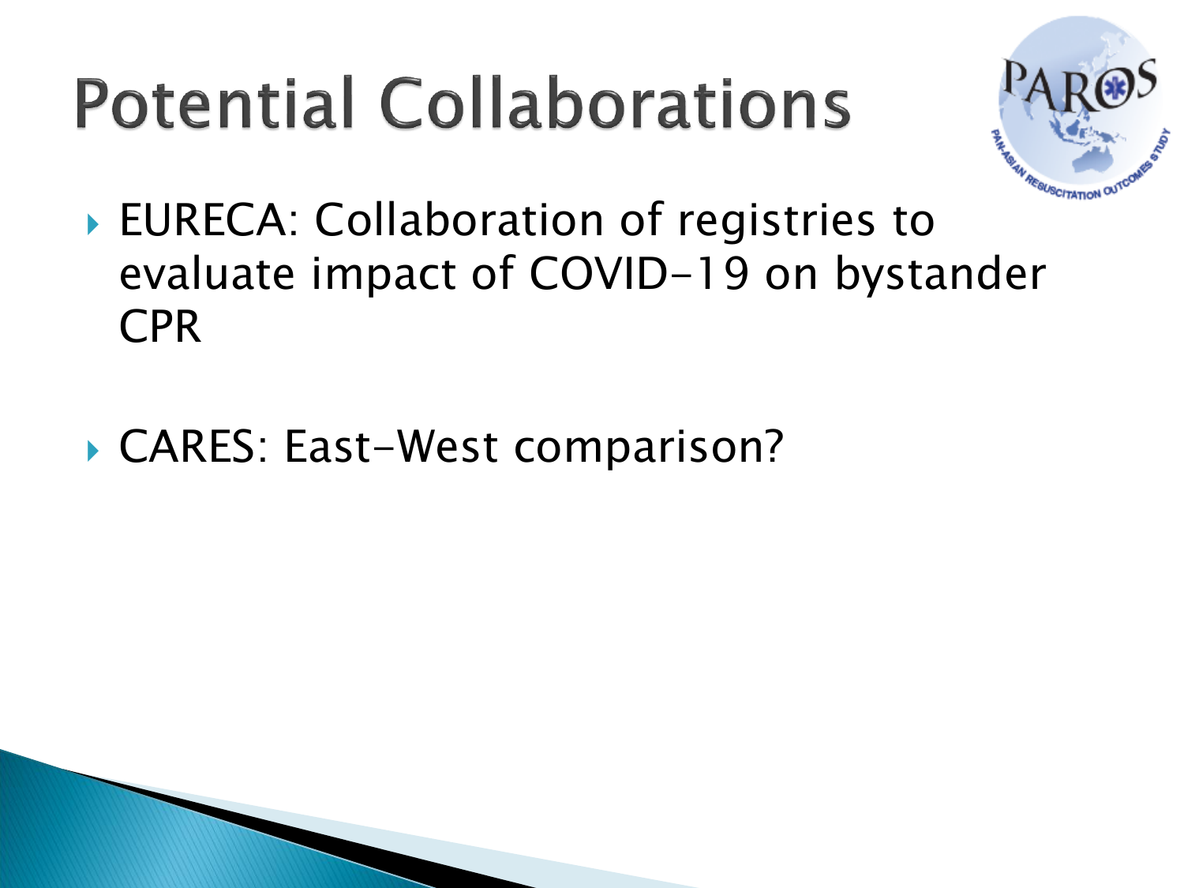# Potential Collaborations

- EURECA: Collaboration of registries to evaluate impact of COVID-19 on bystander CPR
- CARES: East-West comparison?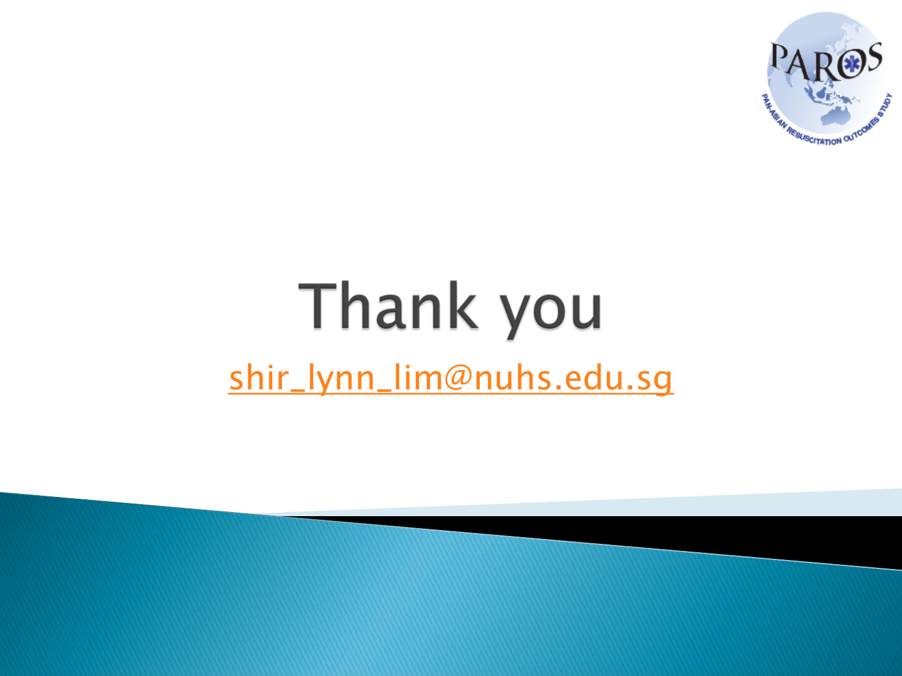# Thank you

shir_lynn_lim@nuhs.edu.sg